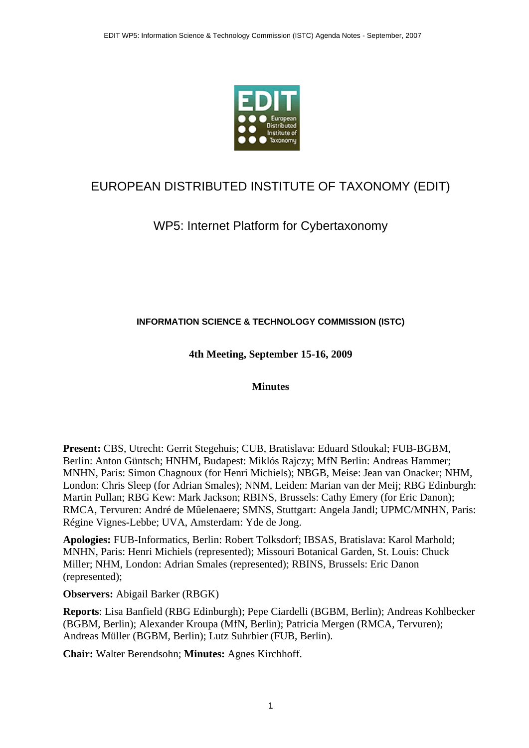# EUROPEAN DISTRIBUTED INSTITUTE OF TAXONOMY (EDIT)

## WP5: Internet Platform for Cybertaxonomy

### INFORMATION SCIENCE & TECHNOLOGY COMMISSION (ISTC)

**4th Meeting, September 15-16, 2009**

**Minutes**

**Present:** CBS, Utrecht: Gerrit Stegehuis; CUB, Bratislava: Eduard Stloukal; FUB-BGBM, Berlin: Anton Güntsch; HNHM, Budapest: Miklós Rajczy; MfN Berlin: Andreas Hammer; MNHN, Paris: Simon Chagnoux (for Henri Michiels); NBGB, Meise: Jean van Onacker; NHM, London: Chris Sleep (for Adrian Smales); NNM, Leiden: Marian van der Meij; RBG Edinburgh: Martin Pullan; RBG Kew: Mark Jackson; RBINS, Brussels: Cathy Emery (for Eric Danon); RMCA, Tervuren: André de Mûelenaere; SMNS, Stuttgart: Angela Jandl; UPMC/MNHN, Paris: Régine Vignes-Lebbe; UVA, Amsterdam: Yde de Jong.

**Apologies:** FUB-Informatics, Berlin: Robert Tolksdorf; IBSAS, Bratislava: Karol Marhold; MNHN, Paris: Henri Michiels (represented); Missouri Botanical Garden, St. Louis: Chuck Miller; NHM, London: Adrian Smales (represented); RBINS, Brussels: Eric Danon (represented);

**Observers:** Abigail Barker (RBGK)

**Reports**: Lisa Banfield (RBG Edinburgh); Pepe Ciardelli (BGBM, Berlin); Andreas Kohlbecker (BGBM, Berlin); Alexander Kroupa (MfN, Berlin); Patricia Mergen (RMCA, Tervuren); Andreas Müller (BGBM, Berlin); Lutz Suhrbier (FUB, Berlin).

**Chair:** Walter Berendsohn; **Minutes:** Agnes Kirchhoff.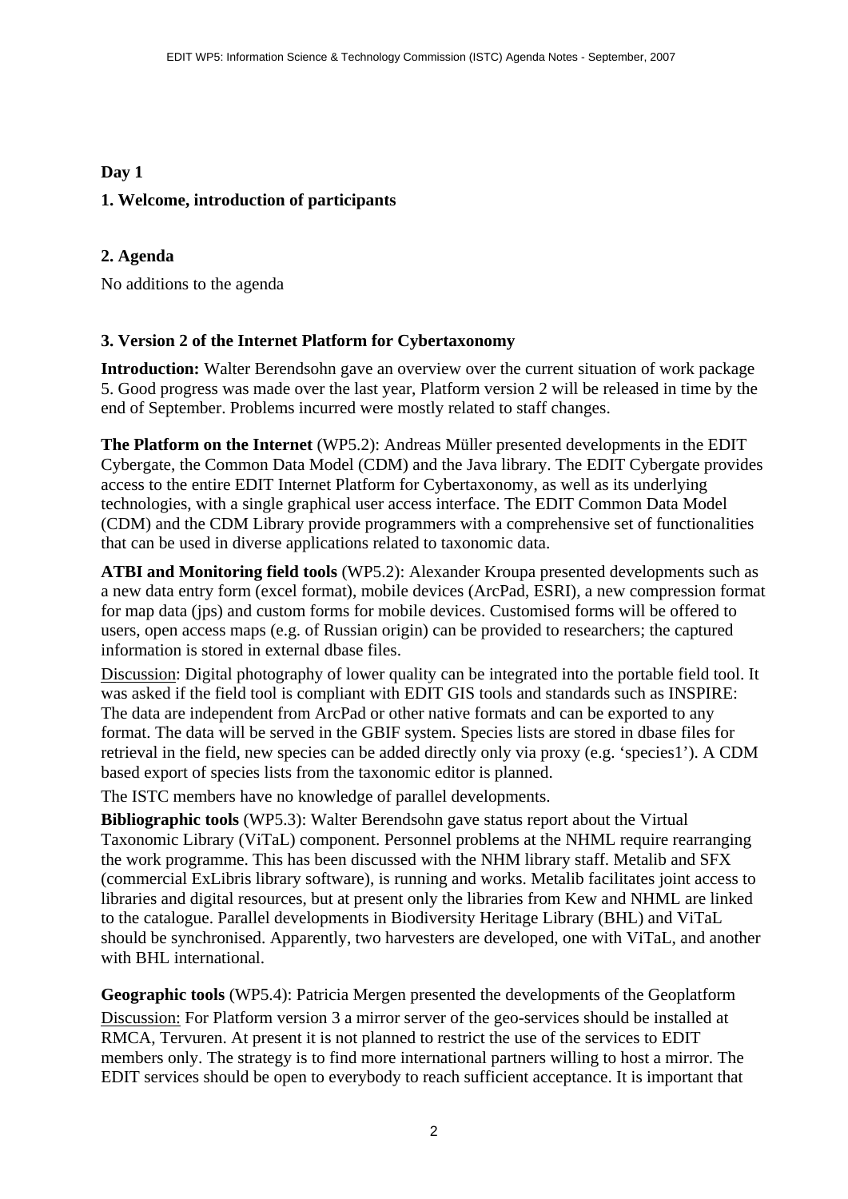**Day 1**

**1. Welcome, introduction of participants**

**2. Agenda**

No additions to the agenda

**3. Version 2 of the Internet Platform for Cybertaxonomy**

**Introduction:** Walter Berendsohn gave an overview over the current situation of work package 5. Good progress was made over the last year, Platform version 2 will be released in time by the end of September. Problems incurred were mostly related to staff changes.

**The Platform on the Internet** (WP5.2): Andreas Müller presented developments in the EDIT Cybergate, the Common Data Model (CDM) and the Java library. The EDIT Cybergate provides access to the entire EDIT Internet Platform for Cybertaxonomy, as well as its underlying technologies, with a single graphical user access interface. The EDIT Common Data Model (CDM) and the CDM Library provide programmers with a comprehensive set of functionalities that can be used in diverse applications related to taxonomic data.

**ATBI and Monitoring field tools** (WP5.2): Alexander Kroupa presented developments such as a new data entry form (excel format), mobile devices (ArcPad, ESRI), a new compression format for map data (jps) and custom forms for mobile devices. Customised forms will be offered to users, open access maps (e.g. of Russian origin) can be provided to researchers; the captured information is stored in external dbase files.

Discussion: Digital photography of lower quality can be integrated into the portable field tool. It was asked if the field tool is compliant with EDIT GIS tools and standards such as INSPIRE: The data are independent from ArcPad or other native formats and can be exported to any format. The data will be served in the GBIF system. Species lists are stored in dbase files for retrieval in the field, new species can be added directly only via proxy (e.g. 'species1'). A CDM based export of species lists from the taxonomic editor is planned.

The ISTC members have no knowledge of parallel developments.

**Bibliographic tools** (WP5.3): Walter Berendsohn gave status report about the Virtual Taxonomic Library (ViTaL) component. Personnel problems at the NHML require rearranging the work programme. This has been discussed with the NHM library staff. Metalib and SFX (commercial ExLibris library software), is running and works. Metalib facilitates joint access to libraries and digital resources, but at present only the libraries from Kew and NHML are linked to the catalogue. Parallel developments in Biodiversity Heritage Library (BHL) and ViTaL should be synchronised. Apparently, two harvesters are developed, one with ViTaL, and another with BHL international.

**Geographic tools** (WP5.4): Patricia Mergen presented the developments of the Geoplatform

Discussion: For Platform version 3 a mirror server of the geo-services should be installed at RMCA, Tervuren. At present it is not planned to restrict the use of the services to EDIT members only. The strategy is to find more international partners willing to host a mirror. The EDIT services should be open to everybody to reach sufficient acceptance. It is important that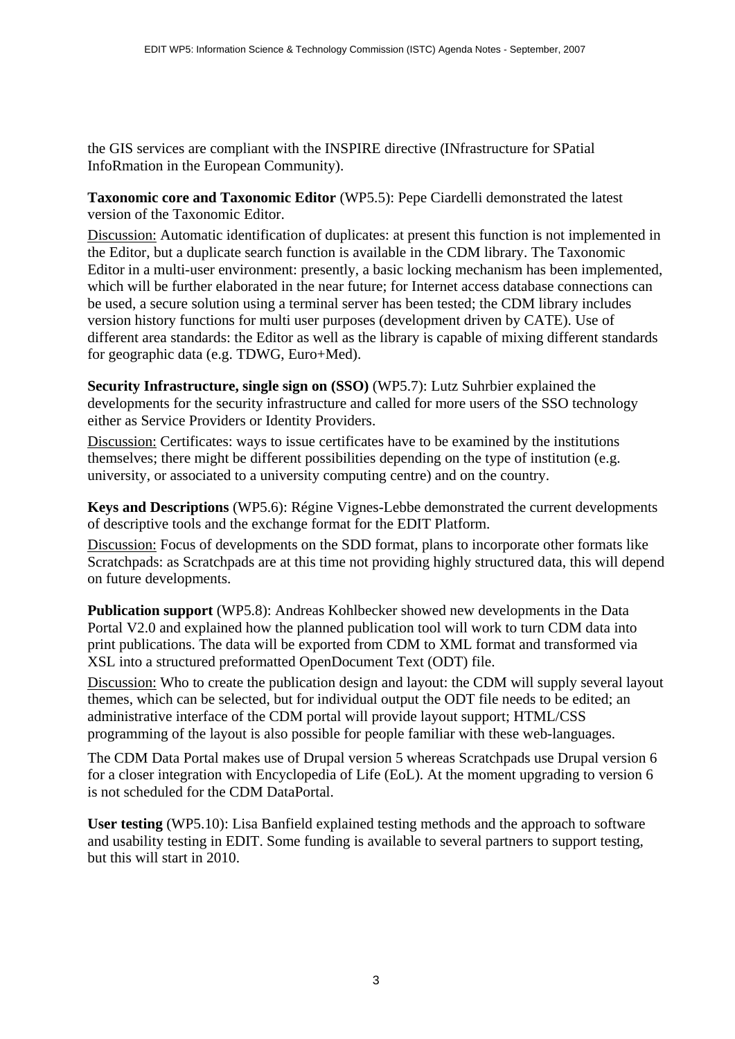the GIS services are compliant with the INSPIRE directive (INfrastructure for SPatial InfoRmation in the European Community).

**Taxonomic core and Taxonomic Editor** (WP5.5): Pepe Ciardelli demonstrated the latest version of the Taxonomic Editor.

Discussion: Automatic identification of duplicates: at present this function is not implemented in the Editor, but a duplicate search function is available in the CDM library. The Taxonomic Editor in a multi-user environment: presently, a basic locking mechanism has been implemented, which will be further elaborated in the near future; for Internet access database connections can be used, a secure solution using a terminal server has been tested; the CDM library includes version history functions for multi user purposes (development driven by CATE). Use of different area standards: the Editor as well as the library is capable of mixing different standards for geographic data (e.g. TDWG, Euro+Med).

**Security Infrastructure, single sign on (SSO)** (WP5.7): Lutz Suhrbier explained the developments for the security infrastructure and called for more users of the SSO technology either as Service Providers or Identity Providers.

Discussion: Certificates: ways to issue certificates have to be examined by the institutions themselves; there might be different possibilities depending on the type of institution (e.g. university, or associated to a university computing centre) and on the country.

**Keys and Descriptions** (WP5.6): Régine Vignes-Lebbe demonstrated the current developments of descriptive tools and the exchange format for the EDIT Platform.

Discussion: Focus of developments on the SDD format, plans to incorporate other formats like Scratchpads: as Scratchpads are at this time not providing highly structured data, this will depend on future developments.

**Publication support** (WP5.8): Andreas Kohlbecker showed new developments in the Data Portal V2.0 and explained how the planned publication tool will work to turn CDM data into print publications. The data will be exported from CDM to XML format and transformed via XSL into a structured preformatted OpenDocument Text (ODT) file.

Discussion: Who to create the publication design and layout: the CDM will supply several layout themes, which can be selected, but for individual output the ODT file needs to be edited; an administrative interface of the CDM portal will provide layout support; HTML/CSS programming of the layout is also possible for people familiar with these web-languages.

The CDM Data Portal makes use of Drupal version 5 whereas Scratchpads use Drupal version 6 for a closer integration with Encyclopedia of Life (EoL). At the moment upgrading to version 6 is not scheduled for the CDM DataPortal.

**User testing** (WP5.10): Lisa Banfield explained testing methods and the approach to software and usability testing in EDIT. Some funding is available to several partners to support testing, but this will start in 2010.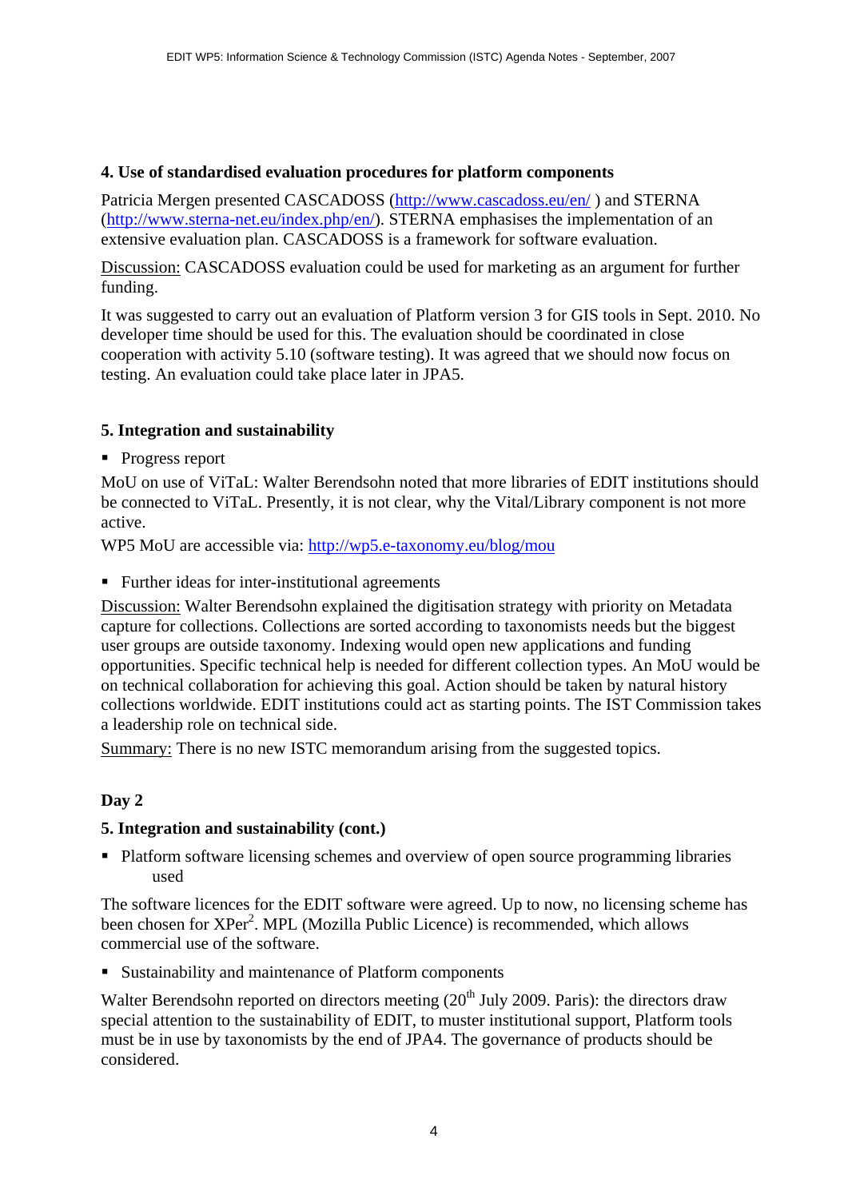**4. Use of standardised evaluation procedures for platform components**

Patricia Mergen presented CASCADOSS (http://www.cascadoss.eu/en/ ) and STERNA (http://www.sterna-net.eu/index.php/en/). STERNA emphasises the implementation of an extensive evaluation plan. CASCADOSS is a framework for software evaluation.

Discussion: CASCADOSS evaluation could be used for marketing as an argument for further funding.

It was suggested to carry out an evaluation of Platform version 3 for GIS tools in Sept. 2010. No developer time should be used for this. The evaluation should be coordinated in close cooperation with activity 5.10 (software testing). It was agreed that we should now focus on testing. An evaluation could take place later in JPA5.

**5. Integration and sustainability**

- Progress report

MoU on use of ViTaL: Walter Berendsohn noted that more libraries of EDIT institutions should be connected to ViTaL. Presently, it is not clear, why the Vital/Library component is not more active.

WP5 MoU are accessible via: http://wp5.e-taxonomy.eu/blog/mou

- Further ideas for inter-institutional agreements

Discussion: Walter Berendsohn explained the digitisation strategy with priority on Metadata capture for collections. Collections are sorted according to taxonomists needs but the biggest user groups are outside taxonomy. Indexing would open new applications and funding opportunities. Specific technical help is needed for different collection types. An MoU would be on technical collaboration for achieving this goal. Action should be taken by natural history collections worldwide. EDIT institutions could act as starting points. The IST Commission takes a leadership role on technical side.

Summary: There is no new ISTC memorandum arising from the suggested topics.

**Day 2**

**5. Integration and sustainability (cont.)**

- Platform software licensing schemes and overview of open source programming libraries used

The software licences for the EDIT software were agreed. Up to now, no licensing scheme has been chosen for XPer[2]. MPL (Mozilla Public Licence) is recommended, which allows commercial use of the software.

- Sustainability and maintenance of Platform components

Walter Berendsohn reported on directors meeting (20th July 2009. Paris): the directors draw special attention to the sustainability of EDIT, to muster institutional support, Platform tools must be in use by taxonomists by the end of JPA4. The governance of products should be considered.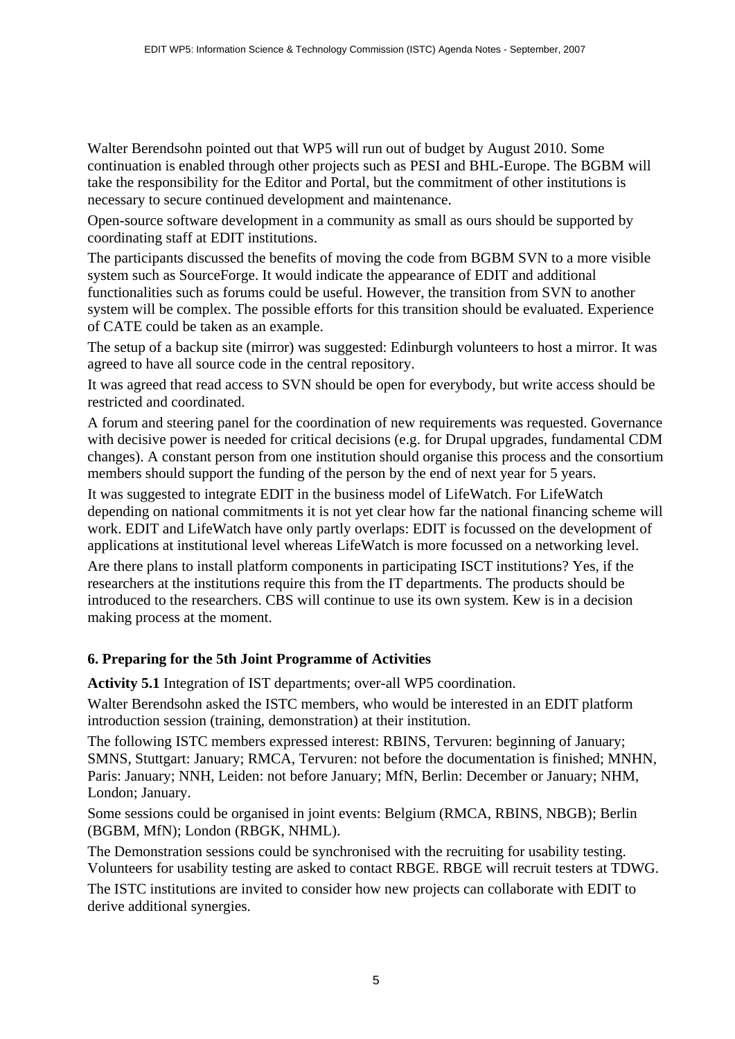Walter Berendsohn pointed out that WP5 will run out of budget by August 2010. Some continuation is enabled through other projects such as PESI and BHL-Europe. The BGBM will take the responsibility for the Editor and Portal, but the commitment of other institutions is necessary to secure continued development and maintenance.

Open-source software development in a community as small as ours should be supported by coordinating staff at EDIT institutions.

The participants discussed the benefits of moving the code from BGBM SVN to a more visible system such as SourceForge. It would indicate the appearance of EDIT and additional functionalities such as forums could be useful. However, the transition from SVN to another system will be complex. The possible efforts for this transition should be evaluated. Experience of CATE could be taken as an example.

The setup of a backup site (mirror) was suggested: Edinburgh volunteers to host a mirror. It was agreed to have all source code in the central repository.

It was agreed that read access to SVN should be open for everybody, but write access should be restricted and coordinated.

A forum and steering panel for the coordination of new requirements was requested. Governance with decisive power is needed for critical decisions (e.g. for Drupal upgrades, fundamental CDM changes). A constant person from one institution should organise this process and the consortium members should support the funding of the person by the end of next year for 5 years.

It was suggested to integrate EDIT in the business model of LifeWatch. For LifeWatch depending on national commitments it is not yet clear how far the national financing scheme will work. EDIT and LifeWatch have only partly overlaps: EDIT is focussed on the development of applications at institutional level whereas LifeWatch is more focussed on a networking level.

Are there plans to install platform components in participating ISCT institutions? Yes, if the researchers at the institutions require this from the IT departments. The products should be introduced to the researchers. CBS will continue to use its own system. Kew is in a decision making process at the moment.

### 6. Preparing for the 5th Joint Programme of Activities

**Activity 5.1** Integration of IST departments; over-all WP5 coordination.

Walter Berendsohn asked the ISTC members, who would be interested in an EDIT platform introduction session (training, demonstration) at their institution.

The following ISTC members expressed interest: RBINS, Tervuren: beginning of January; SMNS, Stuttgart: January; RMCA, Tervuren: not before the documentation is finished; MNHN, Paris: January; NNH, Leiden: not before January; MfN, Berlin: December or January; NHM, London; January.

Some sessions could be organised in joint events: Belgium (RMCA, RBINS, NBGB); Berlin (BGBM, MfN); London (RBGK, NHML).

The Demonstration sessions could be synchronised with the recruiting for usability testing. Volunteers for usability testing are asked to contact RBGE. RBGE will recruit testers at TDWG.

The ISTC institutions are invited to consider how new projects can collaborate with EDIT to derive additional synergies.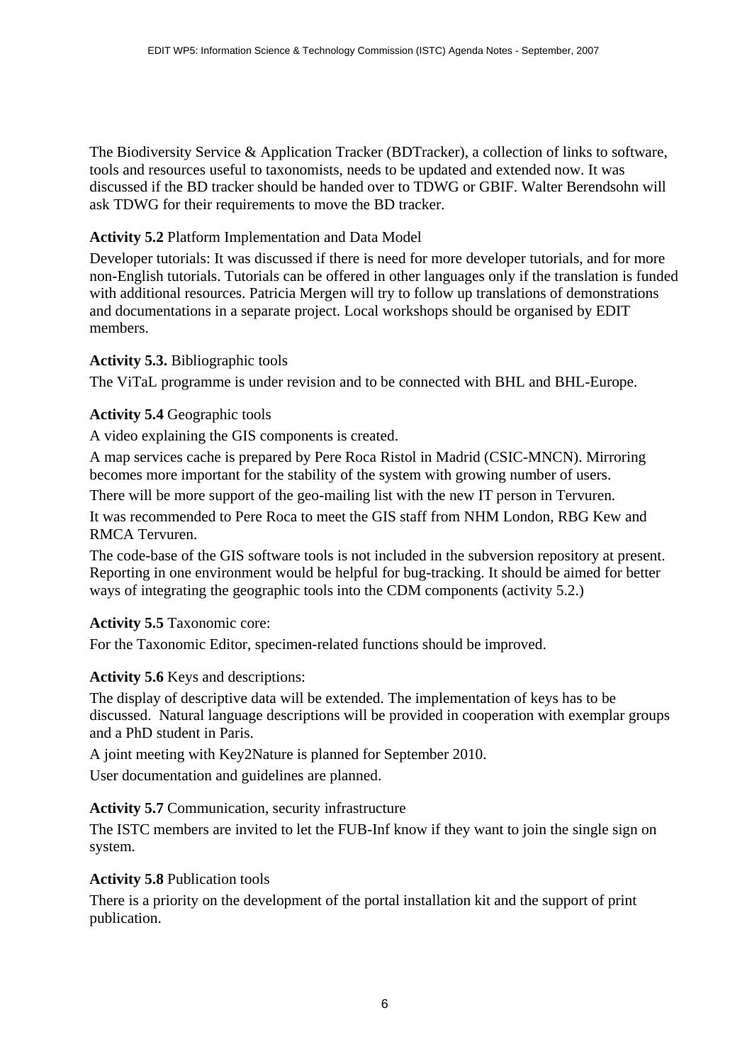The Biodiversity Service & Application Tracker (BDTracker), a collection of links to software, tools and resources useful to taxonomists, needs to be updated and extended now. It was discussed if the BD tracker should be handed over to TDWG or GBIF. Walter Berendsohn will ask TDWG for their requirements to move the BD tracker.

**Activity 5.2** Platform Implementation and Data Model

Developer tutorials: It was discussed if there is need for more developer tutorials, and for more non-English tutorials. Tutorials can be offered in other languages only if the translation is funded with additional resources. Patricia Mergen will try to follow up translations of demonstrations and documentations in a separate project. Local workshops should be organised by EDIT members.

**Activity 5.3.** Bibliographic tools

The ViTaL programme is under revision and to be connected with BHL and BHL-Europe.

**Activity 5.4** Geographic tools

A video explaining the GIS components is created.

A map services cache is prepared by Pere Roca Ristol in Madrid (CSIC-MNCN). Mirroring becomes more important for the stability of the system with growing number of users.

There will be more support of the geo-mailing list with the new IT person in Tervuren.

It was recommended to Pere Roca to meet the GIS staff from NHM London, RBG Kew and RMCA Tervuren.

The code-base of the GIS software tools is not included in the subversion repository at present. Reporting in one environment would be helpful for bug-tracking. It should be aimed for better ways of integrating the geographic tools into the CDM components (activity 5.2.)

**Activity 5.5** Taxonomic core:

For the Taxonomic Editor, specimen-related functions should be improved.

**Activity 5.6** Keys and descriptions:

The display of descriptive data will be extended. The implementation of keys has to be discussed. Natural language descriptions will be provided in cooperation with exemplar groups and a PhD student in Paris.

A joint meeting with Key2Nature is planned for September 2010.

User documentation and guidelines are planned.

**Activity 5.7** Communication, security infrastructure

The ISTC members are invited to let the FUB-Inf know if they want to join the single sign on system.

**Activity 5.8** Publication tools

There is a priority on the development of the portal installation kit and the support of print publication.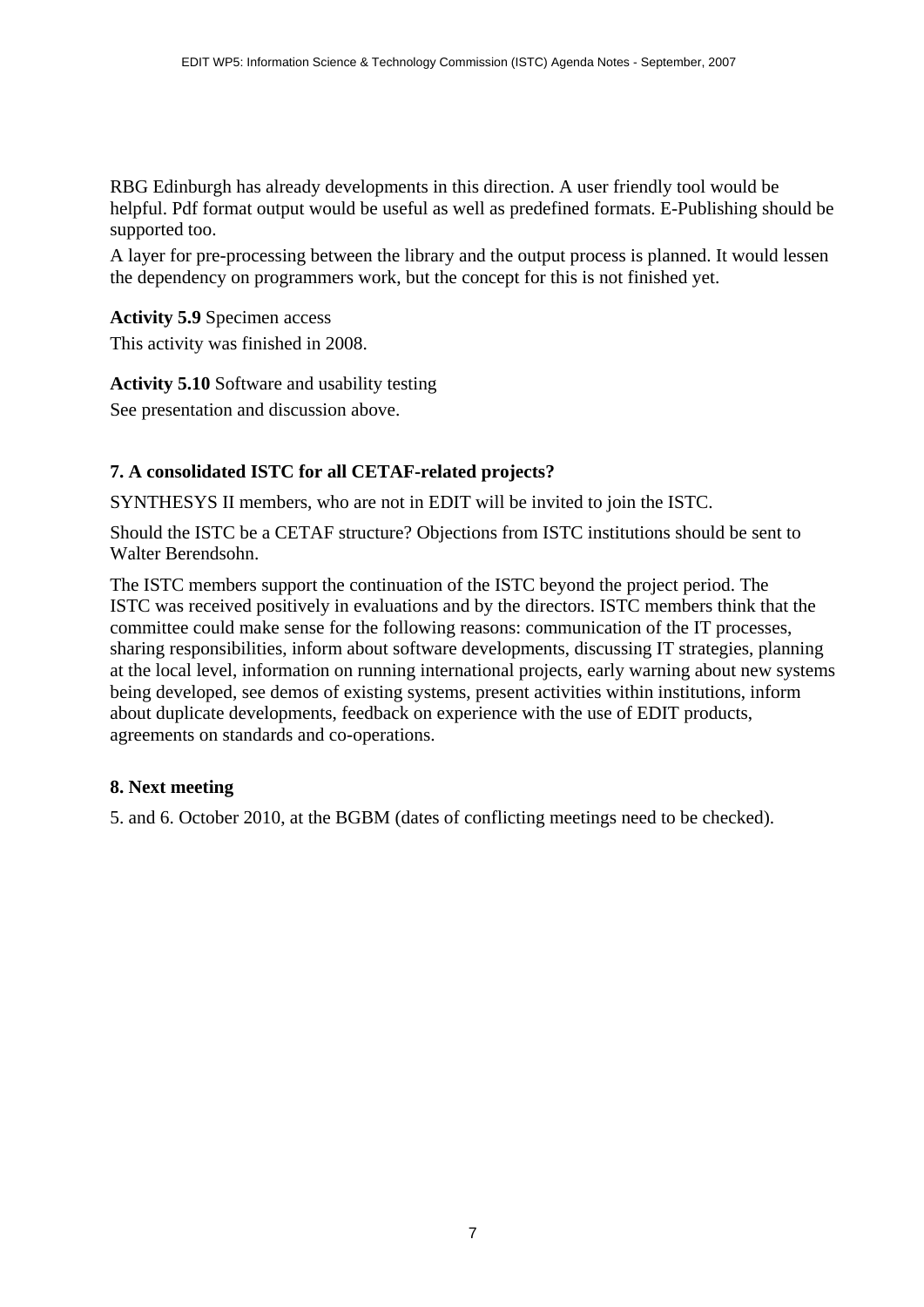RBG Edinburgh has already developments in this direction. A user friendly tool would be helpful. Pdf format output would be useful as well as predefined formats. E-Publishing should be supported too.

A layer for pre-processing between the library and the output process is planned. It would lessen the dependency on programmers work, but the concept for this is not finished yet.

**Activity 5.9** Specimen access

This activity was finished in 2008.

**Activity 5.10** Software and usability testing

See presentation and discussion above.

## 7. A consolidated ISTC for all CETAF-related projects?

SYNTHESYS II members, who are not in EDIT will be invited to join the ISTC.

Should the ISTC be a CETAF structure? Objections from ISTC institutions should be sent to Walter Berendsohn.

The ISTC members support the continuation of the ISTC beyond the project period. The ISTC was received positively in evaluations and by the directors. ISTC members think that the committee could make sense for the following reasons: communication of the IT processes, sharing responsibilities, inform about software developments, discussing IT strategies, planning at the local level, information on running international projects, early warning about new systems being developed, see demos of existing systems, present activities within institutions, inform about duplicate developments, feedback on experience with the use of EDIT products, agreements on standards and co-operations.

## 8. Next meeting

5. and 6. October 2010, at the BGBM (dates of conflicting meetings need to be checked).